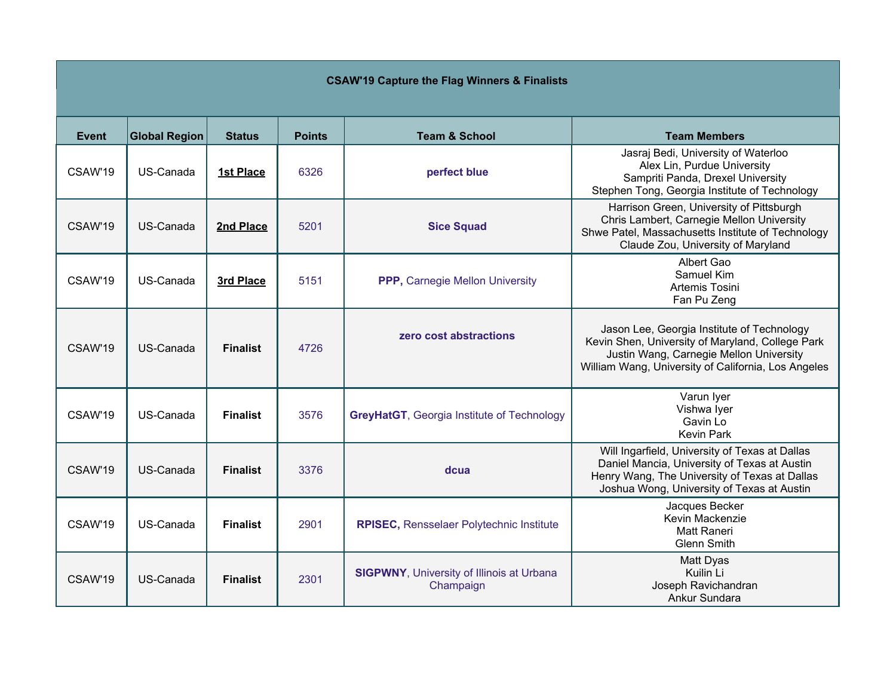| CSAW'19 Capture the Flag Winners & Finalists | | | | | |
|---|---|---|---|---|---|
| **Event** | **Global Region** | **Status** | **Points** | **Team & School** | **Team Members** |
| CSAW'19 | US-Canada | **1st Place** | 6326 | **perfect blue** | Jasraj Bedi, University of Waterloo<br>Alex Lin, Purdue University<br>Sampriti Panda, Drexel University<br>Stephen Tong, Georgia Institute of Technology |
| CSAW'19 | US-Canada | **2nd Place** | 5201 | **Sice Squad** | Harrison Green, University of Pittsburgh<br>Chris Lambert, Carnegie Mellon University<br>Shwe Patel, Massachusetts Institute of Technology<br>Claude Zou, University of Maryland |
| CSAW'19 | US-Canada | **3rd Place** | 5151 | **PPP,** Carnegie Mellon University | Albert Gao<br>Samuel Kim<br>Artemis Tosini<br>Fan Pu Zeng |
| CSAW'19 | US-Canada | **Finalist** | 4726 | **zero cost abstractions** | Jason Lee, Georgia Institute of Technology<br>Kevin Shen, University of Maryland, College Park<br>Justin Wang, Carnegie Mellon University<br>William Wang, University of California, Los Angeles |
| CSAW'19 | US-Canada | **Finalist** | 3576 | **GreyHatGT**, Georgia Institute of Technology | Varun Iyer<br>Vishwa Iyer<br>Gavin Lo<br>Kevin Park |
| CSAW'19 | US-Canada | **Finalist** | 3376 | **dcua** | Will Ingarfield, University of Texas at Dallas<br>Daniel Mancia, University of Texas at Austin<br>Henry Wang, The University of Texas at Dallas<br>Joshua Wong, University of Texas at Austin |
| CSAW'19 | US-Canada | **Finalist** | 2901 | **RPISEC,** Rensselaer Polytechnic Institute | Jacques Becker<br>Kevin Mackenzie<br>Matt Raneri<br>Glenn Smith |
| CSAW'19 | US-Canada | **Finalist** | 2301 | **SIGPWNY**, University of Illinois at Urbana Champaign | Matt Dyas<br>Kuilin Li<br>Joseph Ravichandran<br>Ankur Sundara |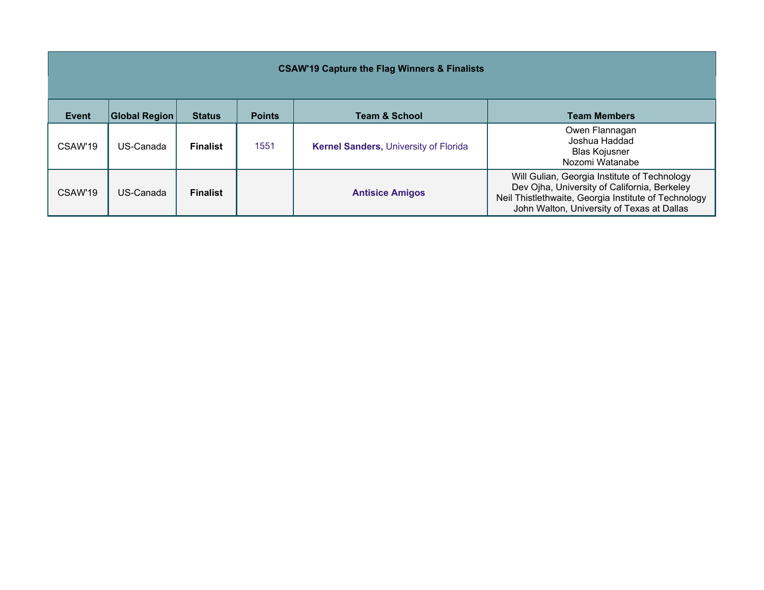| CSAW'19 Capture the Flag Winners & Finalists | | | | | |
|---|---|---|---|---|---|
| **Event** | **Global Region** | **Status** | **Points** | **Team & School** | **Team Members** |
| CSAW'19 | US-Canada | **Finalist** | 1551 | **Kernel Sanders,** University of Florida | Owen Flannagan<br>Joshua Haddad<br>Blas Kojusner<br>Nozomi Watanabe |
| CSAW'19 | US-Canada | **Finalist** | | **Antisice Amigos** | Will Gulian, Georgia Institute of Technology<br>Dev Ojha, University of California, Berkeley<br>Neil Thistlethwaite, Georgia Institute of Technology<br>John Walton, University of Texas at Dallas |